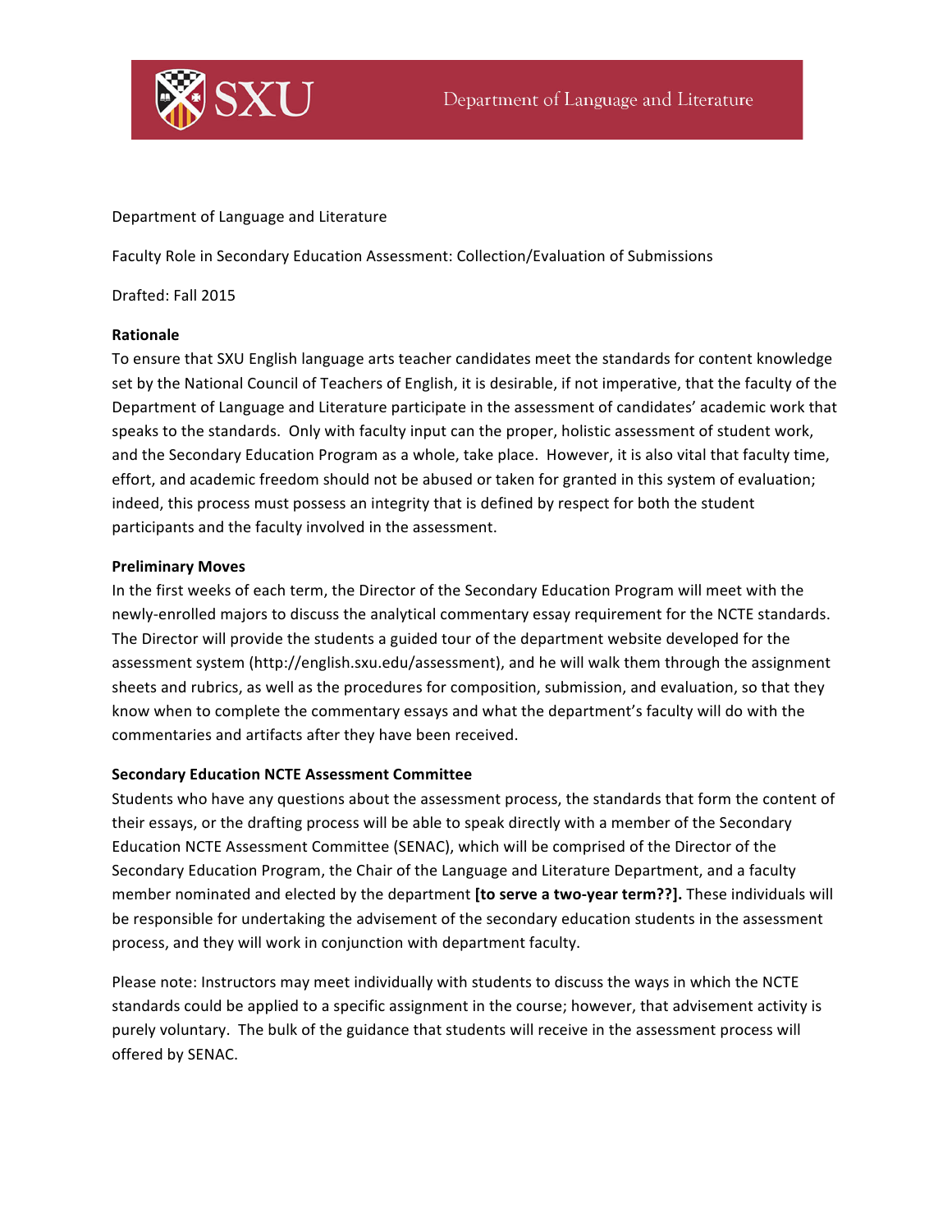Department of Language and Literature

Faculty Role in Secondary Education Assessment: Collection/Evaluation of Submissions

Drafted: Fall 2015

**Rationale**

To ensure that SXU English language arts teacher candidates meet the standards for content knowledge set by the National Council of Teachers of English, it is desirable, if not imperative, that the faculty of the Department of Language and Literature participate in the assessment of candidates' academic work that speaks to the standards. Only with faculty input can the proper, holistic assessment of student work, and the Secondary Education Program as a whole, take place. However, it is also vital that faculty time, effort, and academic freedom should not be abused or taken for granted in this system of evaluation; indeed, this process must possess an integrity that is defined by respect for both the student participants and the faculty involved in the assessment.

**Preliminary Moves**

In the first weeks of each term, the Director of the Secondary Education Program will meet with the newly-enrolled majors to discuss the analytical commentary essay requirement for the NCTE standards. The Director will provide the students a guided tour of the department website developed for the assessment system (http://english.sxu.edu/assessment), and he will walk them through the assignment sheets and rubrics, as well as the procedures for composition, submission, and evaluation, so that they know when to complete the commentary essays and what the department's faculty will do with the commentaries and artifacts after they have been received.

**Secondary Education NCTE Assessment Committee**

Students who have any questions about the assessment process, the standards that form the content of their essays, or the drafting process will be able to speak directly with a member of the Secondary Education NCTE Assessment Committee (SENAC), which will be comprised of the Director of the Secondary Education Program, the Chair of the Language and Literature Department, and a faculty member nominated and elected by the department **[to serve a two-year term??].** These individuals will be responsible for undertaking the advisement of the secondary education students in the assessment process, and they will work in conjunction with department faculty.

Please note: Instructors may meet individually with students to discuss the ways in which the NCTE standards could be applied to a specific assignment in the course; however, that advisement activity is purely voluntary. The bulk of the guidance that students will receive in the assessment process will offered by SENAC.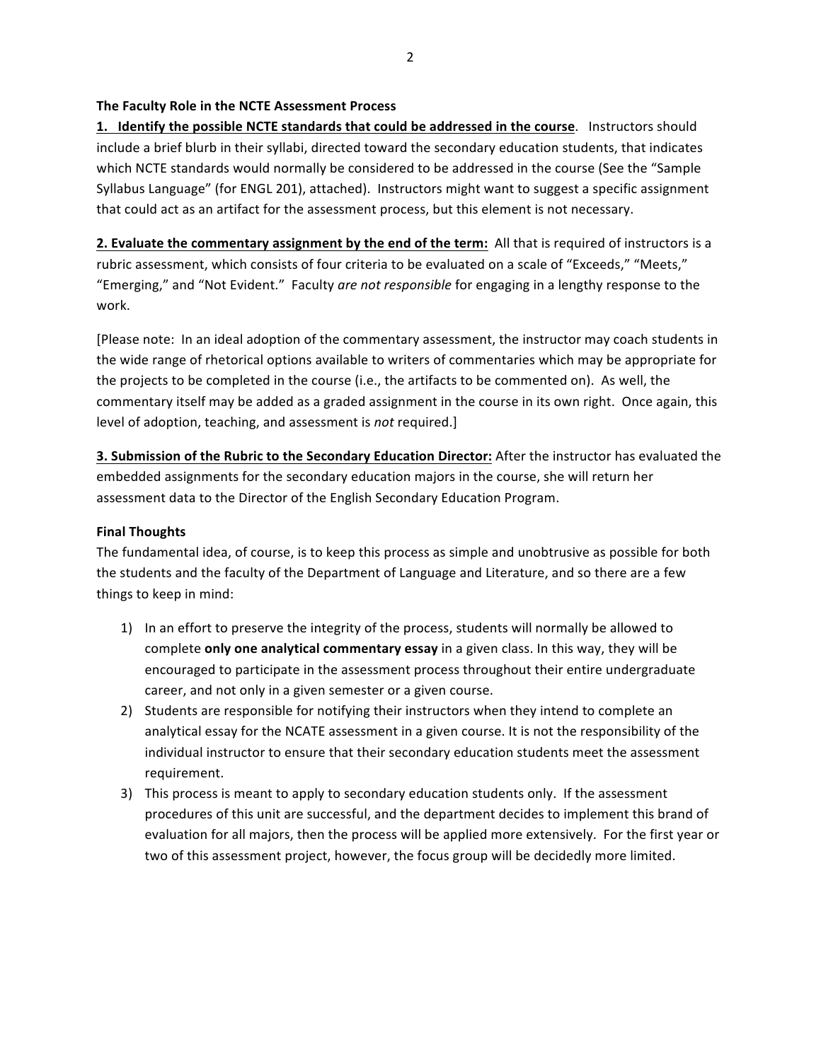**The Faculty Role in the NCTE Assessment Process**

**1. Identify the possible NCTE standards that could be addressed in the course**. Instructors should include a brief blurb in their syllabi, directed toward the secondary education students, that indicates which NCTE standards would normally be considered to be addressed in the course (See the "Sample Syllabus Language" (for ENGL 201), attached). Instructors might want to suggest a specific assignment that could act as an artifact for the assessment process, but this element is not necessary.

**2. Evaluate the commentary assignment by the end of the term:** All that is required of instructors is a rubric assessment, which consists of four criteria to be evaluated on a scale of "Exceeds," "Meets," "Emerging," and "Not Evident." Faculty *are not responsible* for engaging in a lengthy response to the work.

[Please note: In an ideal adoption of the commentary assessment, the instructor may coach students in the wide range of rhetorical options available to writers of commentaries which may be appropriate for the projects to be completed in the course (i.e., the artifacts to be commented on). As well, the commentary itself may be added as a graded assignment in the course in its own right. Once again, this level of adoption, teaching, and assessment is *not* required.]

**3. Submission of the Rubric to the Secondary Education Director:** After the instructor has evaluated the embedded assignments for the secondary education majors in the course, she will return her assessment data to the Director of the English Secondary Education Program.

**Final Thoughts**

The fundamental idea, of course, is to keep this process as simple and unobtrusive as possible for both the students and the faculty of the Department of Language and Literature, and so there are a few things to keep in mind:

1) In an effort to preserve the integrity of the process, students will normally be allowed to complete **only one analytical commentary essay** in a given class. In this way, they will be encouraged to participate in the assessment process throughout their entire undergraduate career, and not only in a given semester or a given course.
2) Students are responsible for notifying their instructors when they intend to complete an analytical essay for the NCATE assessment in a given course. It is not the responsibility of the individual instructor to ensure that their secondary education students meet the assessment requirement.
3) This process is meant to apply to secondary education students only. If the assessment procedures of this unit are successful, and the department decides to implement this brand of evaluation for all majors, then the process will be applied more extensively. For the first year or two of this assessment project, however, the focus group will be decidedly more limited.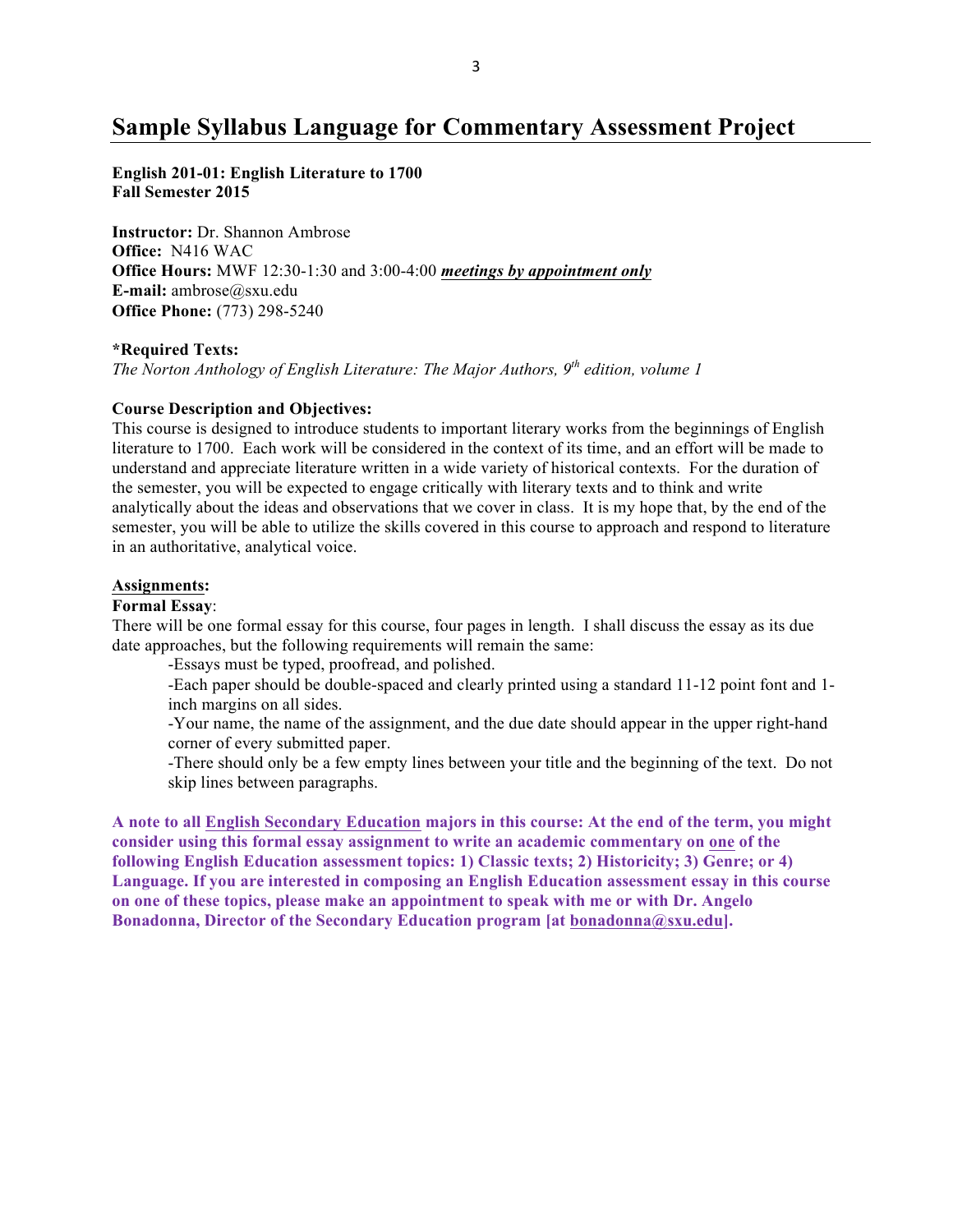# Sample Syllabus Language for Commentary Assessment Project

**English 201-01: English Literature to 1700**
**Fall Semester 2015**

**Instructor:** Dr. Shannon Ambrose
**Office:** N416 WAC
**Office Hours:** MWF 12:30-1:30 and 3:00-4:00 ***meetings by appointment only***
**E-mail:** ambrose@sxu.edu
**Office Phone:** (773) 298-5240

**\*Required Texts:**
*The Norton Anthology of English Literature: The Major Authors, 9th edition, volume 1*

**Course Description and Objectives:**
This course is designed to introduce students to important literary works from the beginnings of English literature to 1700. Each work will be considered in the context of its time, and an effort will be made to understand and appreciate literature written in a wide variety of historical contexts. For the duration of the semester, you will be expected to engage critically with literary texts and to think and write analytically about the ideas and observations that we cover in class. It is my hope that, by the end of the semester, you will be able to utilize the skills covered in this course to approach and respond to literature in an authoritative, analytical voice.

**Assignments:**

**Formal Essay**:
There will be one formal essay for this course, four pages in length. I shall discuss the essay as its due date approaches, but the following requirements will remain the same:

-Essays must be typed, proofread, and polished.

-Each paper should be double-spaced and clearly printed using a standard 11-12 point font and 1-inch margins on all sides.

-Your name, the name of the assignment, and the due date should appear in the upper right-hand corner of every submitted paper.

-There should only be a few empty lines between your title and the beginning of the text. Do not skip lines between paragraphs.

**A note to all English Secondary Education majors in this course: At the end of the term, you might consider using this formal essay assignment to write an academic commentary on one of the following English Education assessment topics: 1) Classic texts; 2) Historicity; 3) Genre; or 4) Language. If you are interested in composing an English Education assessment essay in this course on one of these topics, please make an appointment to speak with me or with Dr. Angelo Bonadonna, Director of the Secondary Education program [at bonadonna@sxu.edu].**